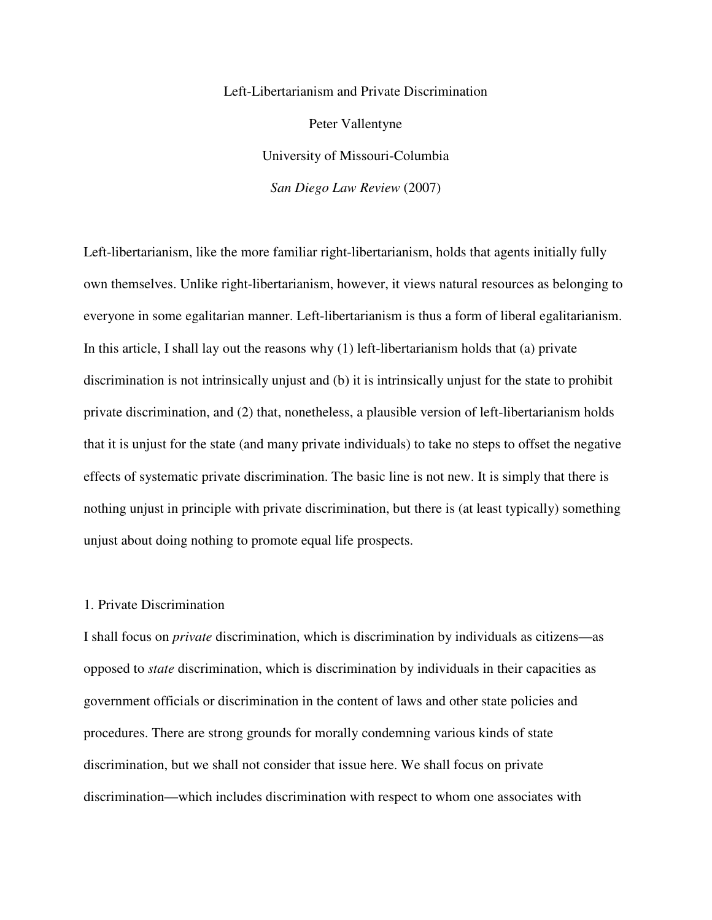# Left-Libertarianism and Private Discrimination

Peter Vallentyne

University of Missouri-Columbia

*San Diego Law Review* (2007)

Left-libertarianism, like the more familiar right-libertarianism, holds that agents initially fully own themselves. Unlike right-libertarianism, however, it views natural resources as belonging to everyone in some egalitarian manner. Left-libertarianism is thus a form of liberal egalitarianism. In this article, I shall lay out the reasons why (1) left-libertarianism holds that (a) private discrimination is not intrinsically unjust and (b) it is intrinsically unjust for the state to prohibit private discrimination, and (2) that, nonetheless, a plausible version of left-libertarianism holds that it is unjust for the state (and many private individuals) to take no steps to offset the negative effects of systematic private discrimination. The basic line is not new. It is simply that there is nothing unjust in principle with private discrimination, but there is (at least typically) something unjust about doing nothing to promote equal life prospects.

## 1. Private Discrimination

I shall focus on *private* discrimination, which is discrimination by individuals as citizens—as opposed to *state* discrimination, which is discrimination by individuals in their capacities as government officials or discrimination in the content of laws and other state policies and procedures. There are strong grounds for morally condemning various kinds of state discrimination, but we shall not consider that issue here. We shall focus on private discrimination—which includes discrimination with respect to whom one associates with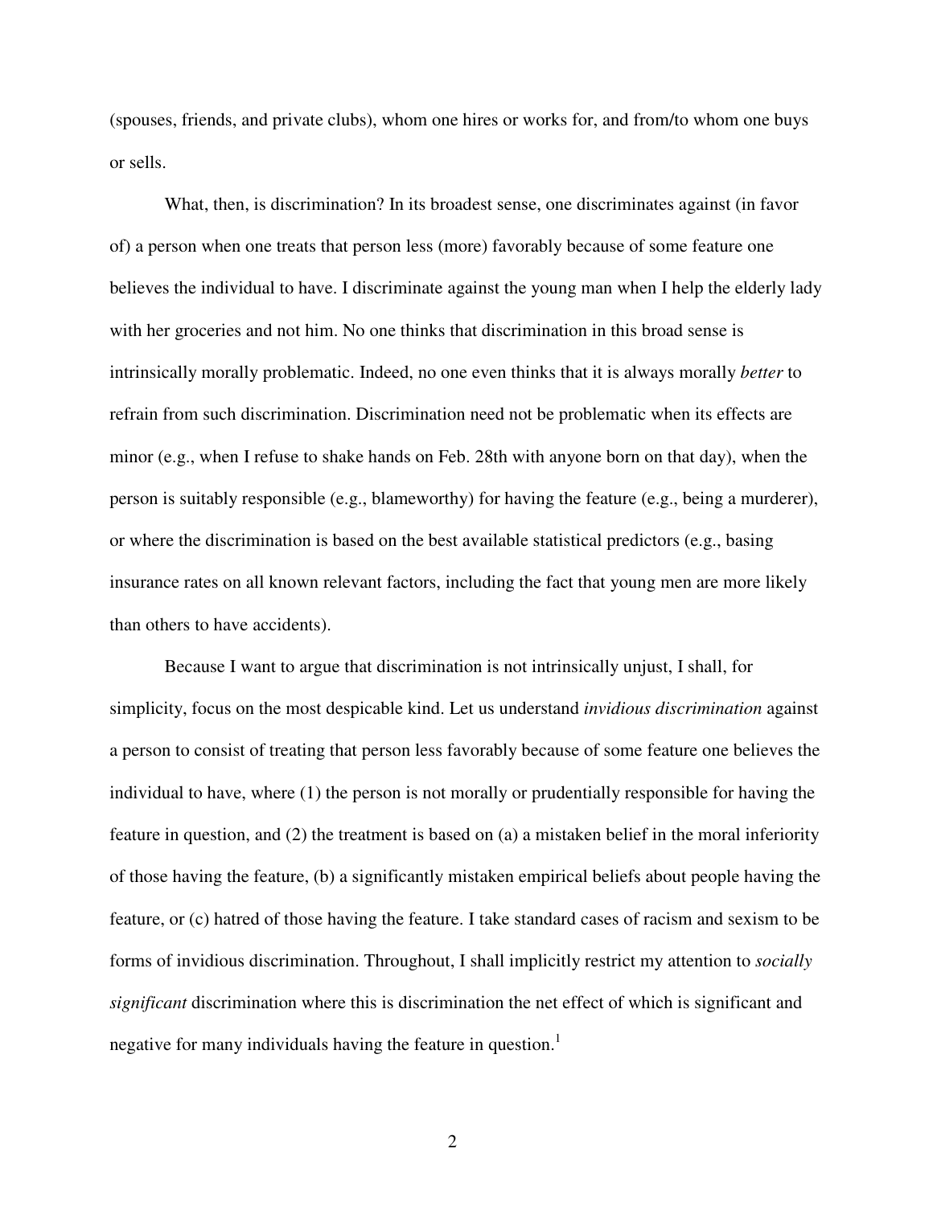(spouses, friends, and private clubs), whom one hires or works for, and from/to whom one buys or sells.

What, then, is discrimination? In its broadest sense, one discriminates against (in favor of) a person when one treats that person less (more) favorably because of some feature one believes the individual to have. I discriminate against the young man when I help the elderly lady with her groceries and not him. No one thinks that discrimination in this broad sense is intrinsically morally problematic. Indeed, no one even thinks that it is always morally *better* to refrain from such discrimination. Discrimination need not be problematic when its effects are minor (e.g., when I refuse to shake hands on Feb. 28th with anyone born on that day), when the person is suitably responsible (e.g., blameworthy) for having the feature (e.g., being a murderer), or where the discrimination is based on the best available statistical predictors (e.g., basing insurance rates on all known relevant factors, including the fact that young men are more likely than others to have accidents).

Because I want to argue that discrimination is not intrinsically unjust, I shall, for simplicity, focus on the most despicable kind. Let us understand *invidious discrimination* against a person to consist of treating that person less favorably because of some feature one believes the individual to have, where (1) the person is not morally or prudentially responsible for having the feature in question, and (2) the treatment is based on (a) a mistaken belief in the moral inferiority of those having the feature, (b) a significantly mistaken empirical beliefs about people having the feature, or (c) hatred of those having the feature. I take standard cases of racism and sexism to be forms of invidious discrimination. Throughout, I shall implicitly restrict my attention to *socially significant* discrimination where this is discrimination the net effect of which is significant and negative for many individuals having the feature in question.[1]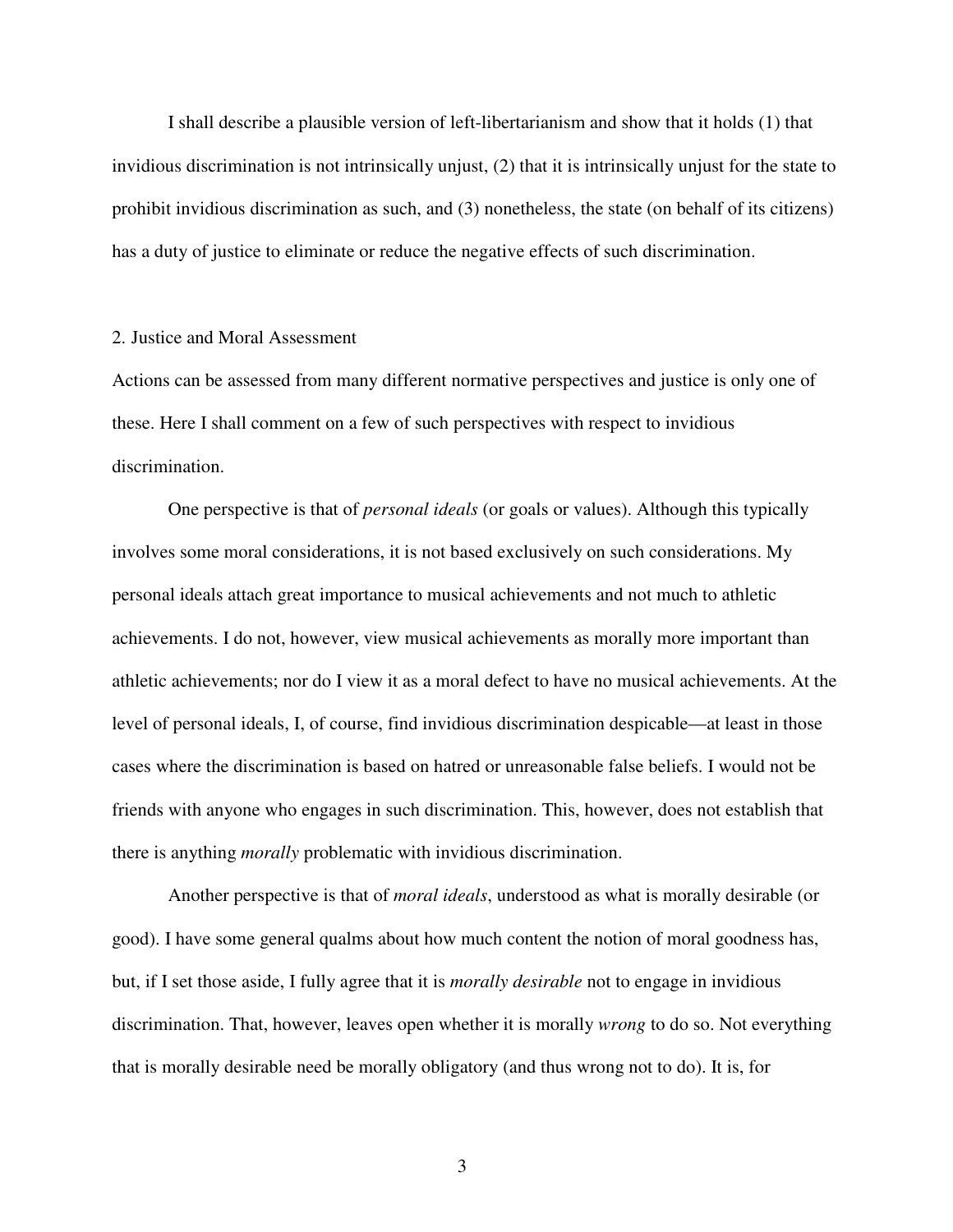I shall describe a plausible version of left-libertarianism and show that it holds (1) that invidious discrimination is not intrinsically unjust, (2) that it is intrinsically unjust for the state to prohibit invidious discrimination as such, and (3) nonetheless, the state (on behalf of its citizens) has a duty of justice to eliminate or reduce the negative effects of such discrimination.

## 2. Justice and Moral Assessment

Actions can be assessed from many different normative perspectives and justice is only one of these. Here I shall comment on a few of such perspectives with respect to invidious discrimination.

One perspective is that of *personal ideals* (or goals or values). Although this typically involves some moral considerations, it is not based exclusively on such considerations. My personal ideals attach great importance to musical achievements and not much to athletic achievements. I do not, however, view musical achievements as morally more important than athletic achievements; nor do I view it as a moral defect to have no musical achievements. At the level of personal ideals, I, of course, find invidious discrimination despicable—at least in those cases where the discrimination is based on hatred or unreasonable false beliefs. I would not be friends with anyone who engages in such discrimination. This, however, does not establish that there is anything *morally* problematic with invidious discrimination.

Another perspective is that of *moral ideals*, understood as what is morally desirable (or good). I have some general qualms about how much content the notion of moral goodness has, but, if I set those aside, I fully agree that it is *morally desirable* not to engage in invidious discrimination. That, however, leaves open whether it is morally *wrong* to do so. Not everything that is morally desirable need be morally obligatory (and thus wrong not to do). It is, for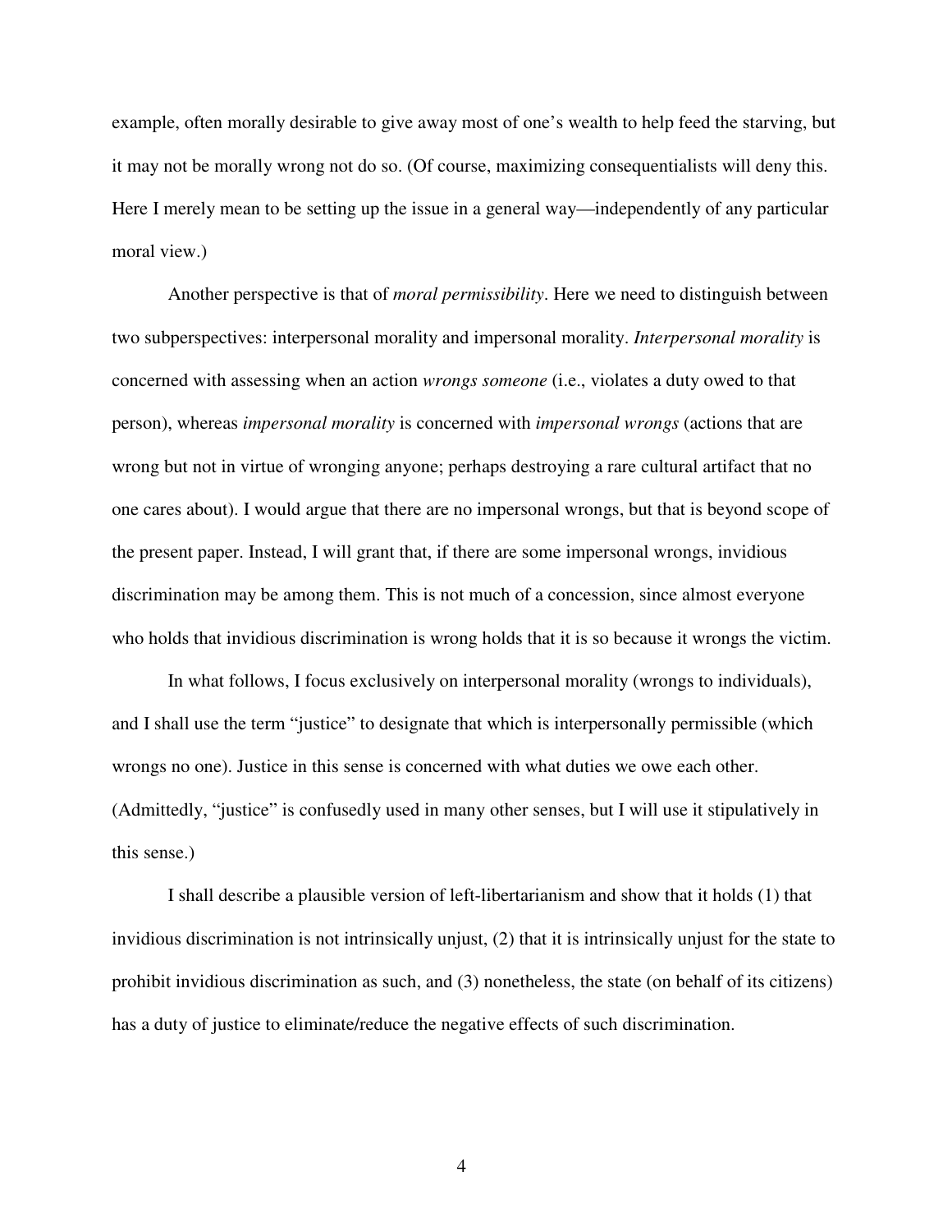example, often morally desirable to give away most of one's wealth to help feed the starving, but it may not be morally wrong not do so. (Of course, maximizing consequentialists will deny this. Here I merely mean to be setting up the issue in a general way—independently of any particular moral view.)

Another perspective is that of *moral permissibility*. Here we need to distinguish between two subperspectives: interpersonal morality and impersonal morality. *Interpersonal morality* is concerned with assessing when an action *wrongs someone* (i.e., violates a duty owed to that person), whereas *impersonal morality* is concerned with *impersonal wrongs* (actions that are wrong but not in virtue of wronging anyone; perhaps destroying a rare cultural artifact that no one cares about). I would argue that there are no impersonal wrongs, but that is beyond scope of the present paper. Instead, I will grant that, if there are some impersonal wrongs, invidious discrimination may be among them. This is not much of a concession, since almost everyone who holds that invidious discrimination is wrong holds that it is so because it wrongs the victim.

In what follows, I focus exclusively on interpersonal morality (wrongs to individuals), and I shall use the term "justice" to designate that which is interpersonally permissible (which wrongs no one). Justice in this sense is concerned with what duties we owe each other. (Admittedly, "justice" is confusedly used in many other senses, but I will use it stipulatively in this sense.)

I shall describe a plausible version of left-libertarianism and show that it holds (1) that invidious discrimination is not intrinsically unjust, (2) that it is intrinsically unjust for the state to prohibit invidious discrimination as such, and (3) nonetheless, the state (on behalf of its citizens) has a duty of justice to eliminate/reduce the negative effects of such discrimination.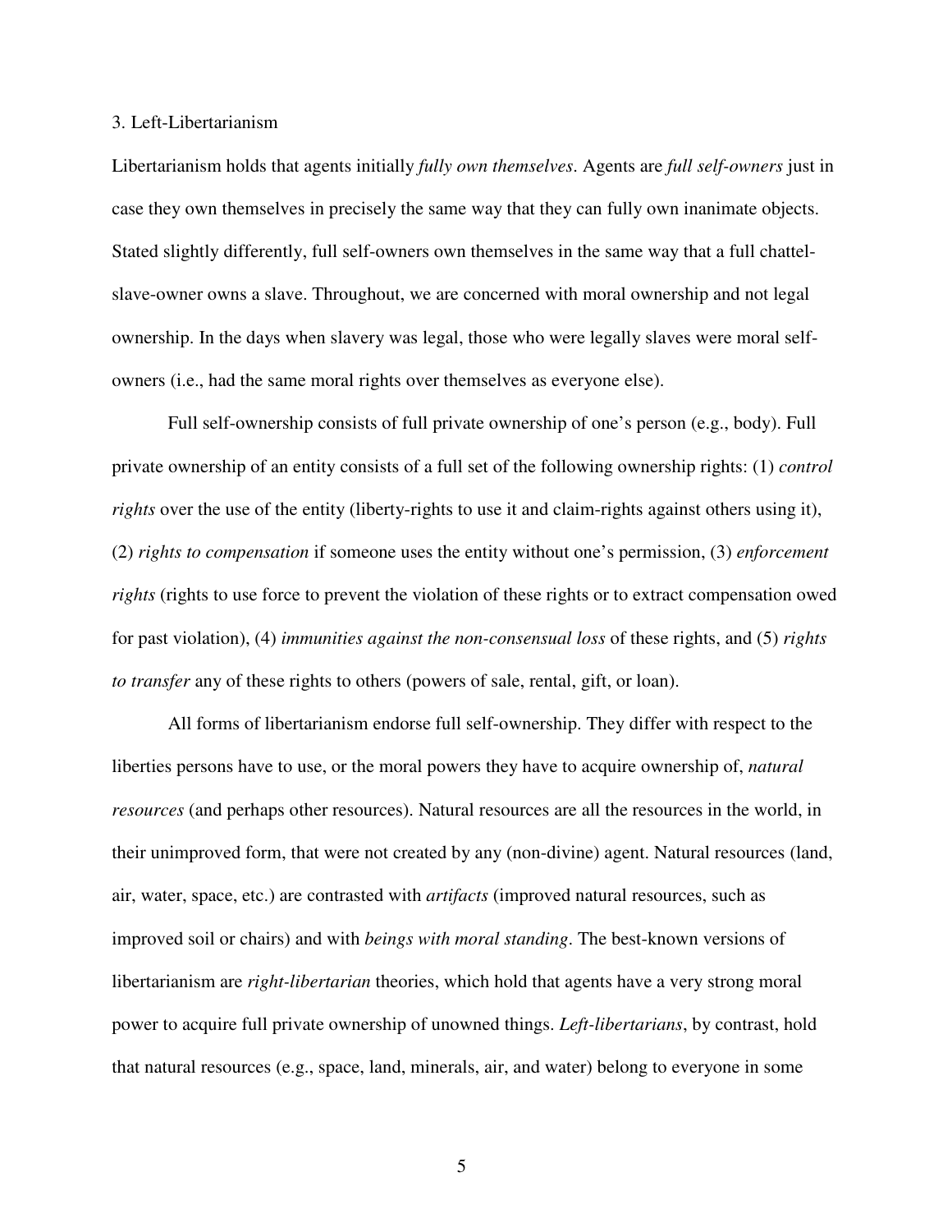### 3. Left-Libertarianism

Libertarianism holds that agents initially *fully own themselves*. Agents are *full self-owners* just in case they own themselves in precisely the same way that they can fully own inanimate objects. Stated slightly differently, full self-owners own themselves in the same way that a full chattel-slave-owner owns a slave. Throughout, we are concerned with moral ownership and not legal ownership. In the days when slavery was legal, those who were legally slaves were moral self-owners (i.e., had the same moral rights over themselves as everyone else).

Full self-ownership consists of full private ownership of one's person (e.g., body). Full private ownership of an entity consists of a full set of the following ownership rights: (1) *control rights* over the use of the entity (liberty-rights to use it and claim-rights against others using it), (2) *rights to compensation* if someone uses the entity without one's permission, (3) *enforcement rights* (rights to use force to prevent the violation of these rights or to extract compensation owed for past violation), (4) *immunities against the non-consensual loss* of these rights, and (5) *rights to transfer* any of these rights to others (powers of sale, rental, gift, or loan).

All forms of libertarianism endorse full self-ownership. They differ with respect to the liberties persons have to use, or the moral powers they have to acquire ownership of, *natural resources* (and perhaps other resources). Natural resources are all the resources in the world, in their unimproved form, that were not created by any (non-divine) agent. Natural resources (land, air, water, space, etc.) are contrasted with *artifacts* (improved natural resources, such as improved soil or chairs) and with *beings with moral standing*. The best-known versions of libertarianism are *right-libertarian* theories, which hold that agents have a very strong moral power to acquire full private ownership of unowned things. *Left-libertarians*, by contrast, hold that natural resources (e.g., space, land, minerals, air, and water) belong to everyone in some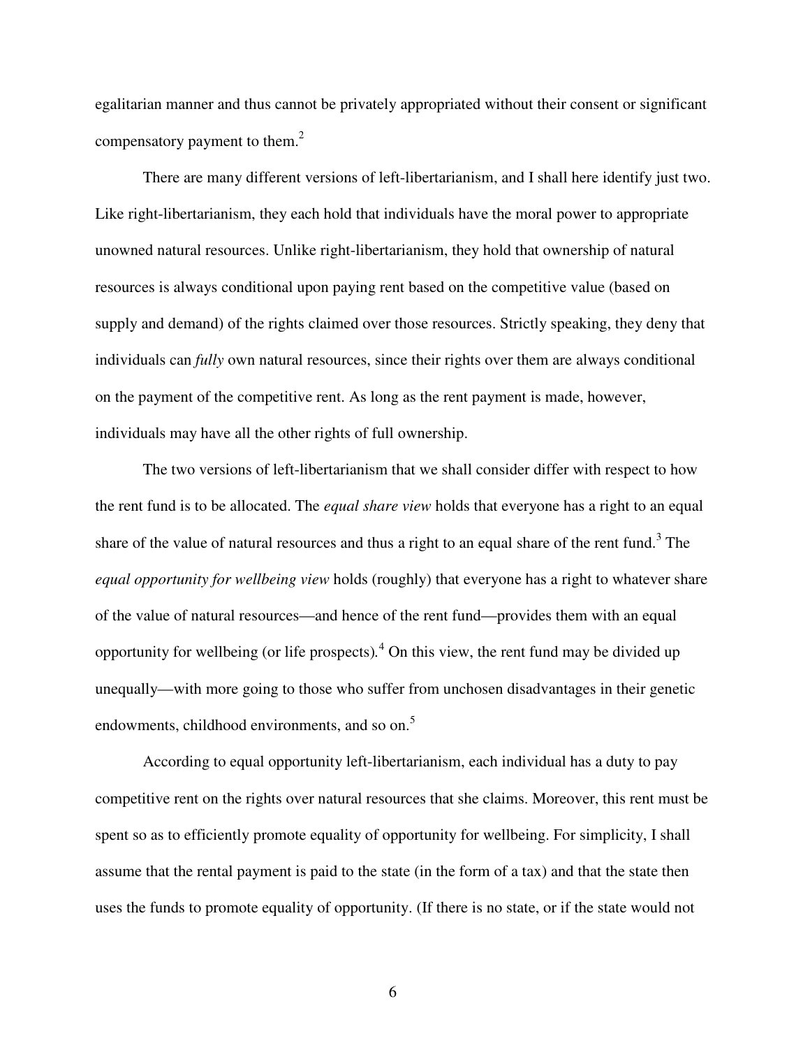egalitarian manner and thus cannot be privately appropriated without their consent or significant compensatory payment to them.[2]

There are many different versions of left-libertarianism, and I shall here identify just two. Like right-libertarianism, they each hold that individuals have the moral power to appropriate unowned natural resources. Unlike right-libertarianism, they hold that ownership of natural resources is always conditional upon paying rent based on the competitive value (based on supply and demand) of the rights claimed over those resources. Strictly speaking, they deny that individuals can *fully* own natural resources, since their rights over them are always conditional on the payment of the competitive rent. As long as the rent payment is made, however, individuals may have all the other rights of full ownership.

The two versions of left-libertarianism that we shall consider differ with respect to how the rent fund is to be allocated. The *equal share view* holds that everyone has a right to an equal share of the value of natural resources and thus a right to an equal share of the rent fund.[3] The *equal opportunity for wellbeing view* holds (roughly) that everyone has a right to whatever share of the value of natural resources—and hence of the rent fund—provides them with an equal opportunity for wellbeing (or life prospects).[4] On this view, the rent fund may be divided up unequally—with more going to those who suffer from unchosen disadvantages in their genetic endowments, childhood environments, and so on.[5]

According to equal opportunity left-libertarianism, each individual has a duty to pay competitive rent on the rights over natural resources that she claims. Moreover, this rent must be spent so as to efficiently promote equality of opportunity for wellbeing. For simplicity, I shall assume that the rental payment is paid to the state (in the form of a tax) and that the state then uses the funds to promote equality of opportunity. (If there is no state, or if the state would not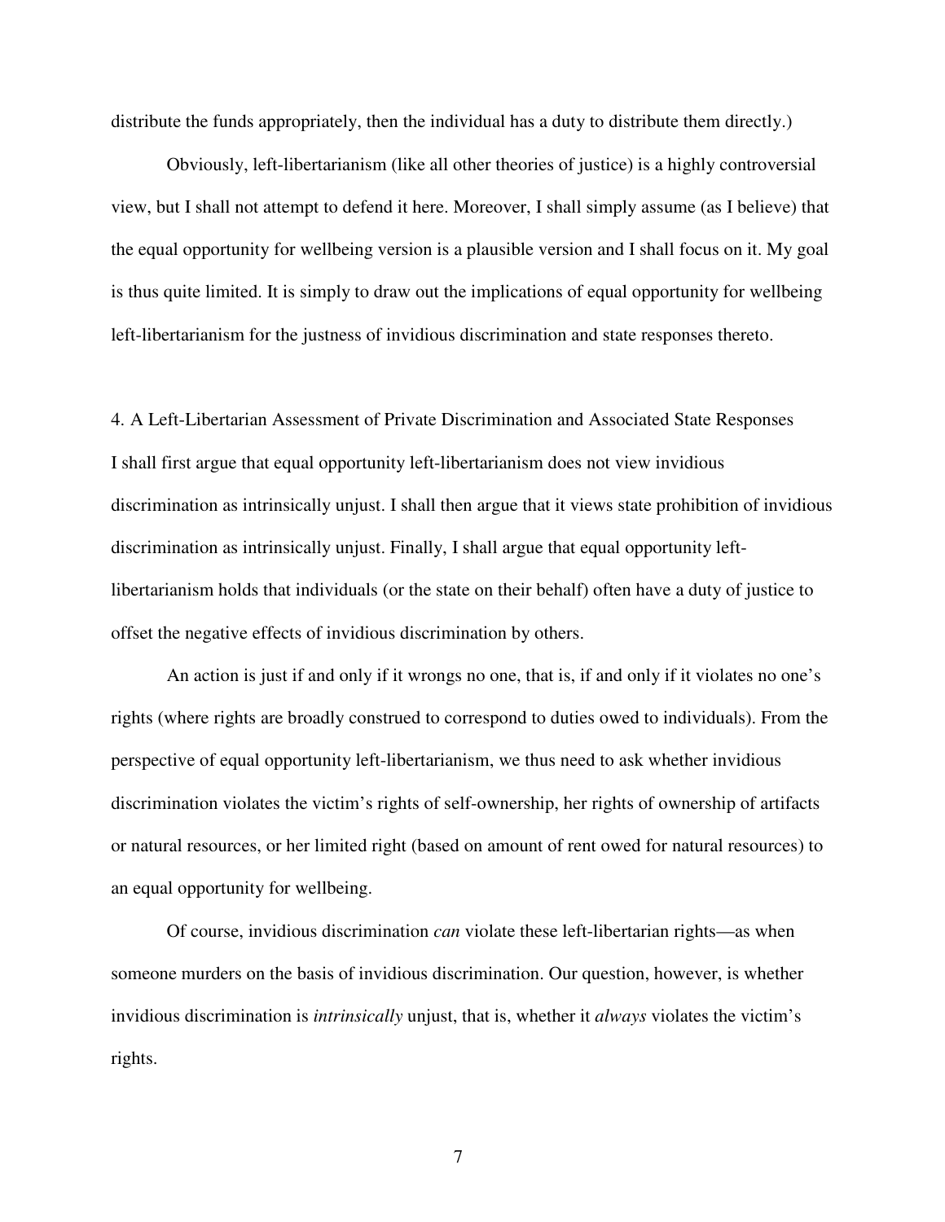distribute the funds appropriately, then the individual has a duty to distribute them directly.)

Obviously, left-libertarianism (like all other theories of justice) is a highly controversial view, but I shall not attempt to defend it here. Moreover, I shall simply assume (as I believe) that the equal opportunity for wellbeing version is a plausible version and I shall focus on it. My goal is thus quite limited. It is simply to draw out the implications of equal opportunity for wellbeing left-libertarianism for the justness of invidious discrimination and state responses thereto.

## 4. A Left-Libertarian Assessment of Private Discrimination and Associated State Responses

I shall first argue that equal opportunity left-libertarianism does not view invidious discrimination as intrinsically unjust. I shall then argue that it views state prohibition of invidious discrimination as intrinsically unjust. Finally, I shall argue that equal opportunity left-libertarianism holds that individuals (or the state on their behalf) often have a duty of justice to offset the negative effects of invidious discrimination by others.

An action is just if and only if it wrongs no one, that is, if and only if it violates no one's rights (where rights are broadly construed to correspond to duties owed to individuals). From the perspective of equal opportunity left-libertarianism, we thus need to ask whether invidious discrimination violates the victim's rights of self-ownership, her rights of ownership of artifacts or natural resources, or her limited right (based on amount of rent owed for natural resources) to an equal opportunity for wellbeing.

Of course, invidious discrimination *can* violate these left-libertarian rights—as when someone murders on the basis of invidious discrimination. Our question, however, is whether invidious discrimination is *intrinsically* unjust, that is, whether it *always* violates the victim's rights.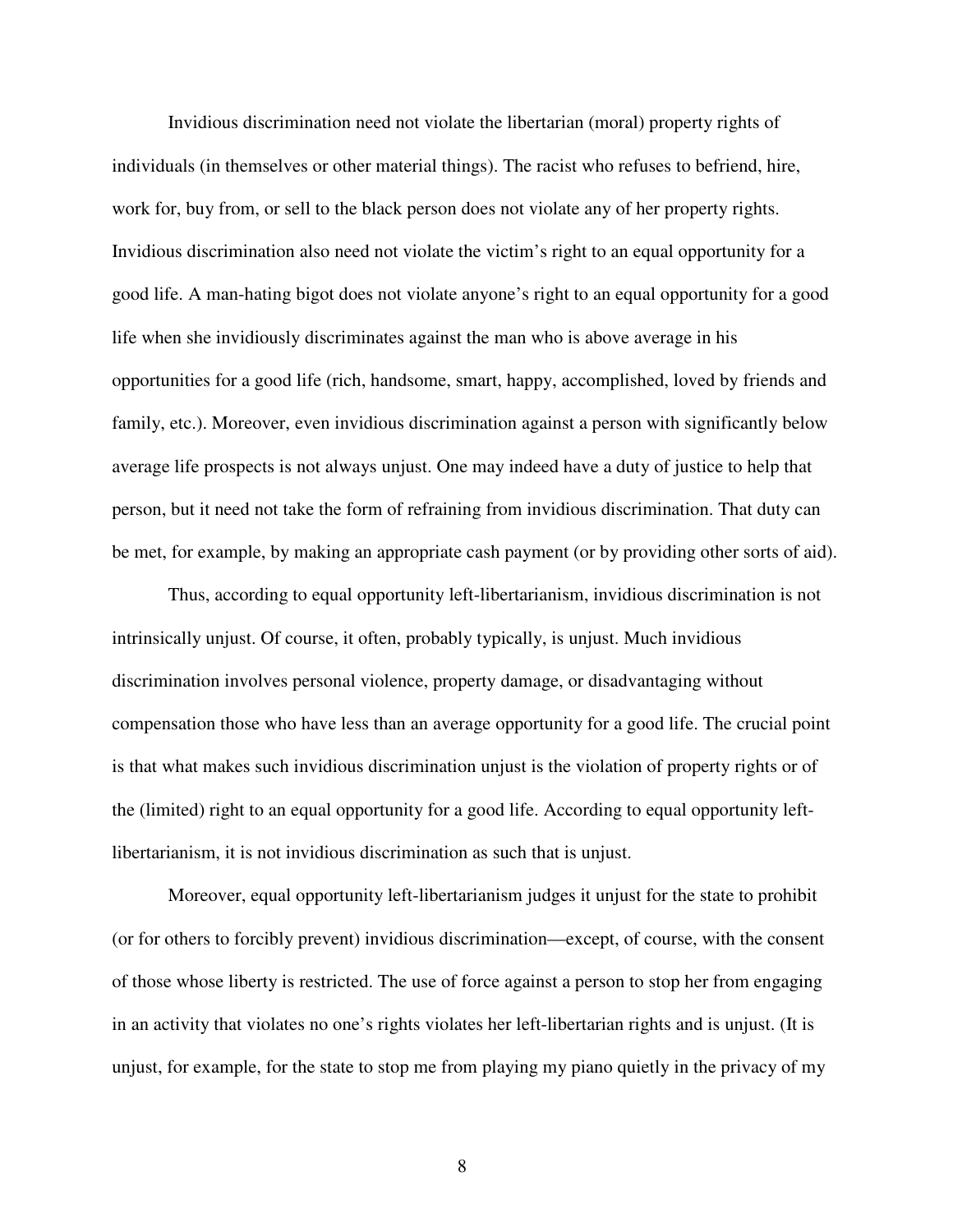Invidious discrimination need not violate the libertarian (moral) property rights of individuals (in themselves or other material things). The racist who refuses to befriend, hire, work for, buy from, or sell to the black person does not violate any of her property rights. Invidious discrimination also need not violate the victim's right to an equal opportunity for a good life. A man-hating bigot does not violate anyone's right to an equal opportunity for a good life when she invidiously discriminates against the man who is above average in his opportunities for a good life (rich, handsome, smart, happy, accomplished, loved by friends and family, etc.). Moreover, even invidious discrimination against a person with significantly below average life prospects is not always unjust. One may indeed have a duty of justice to help that person, but it need not take the form of refraining from invidious discrimination. That duty can be met, for example, by making an appropriate cash payment (or by providing other sorts of aid).

Thus, according to equal opportunity left-libertarianism, invidious discrimination is not intrinsically unjust. Of course, it often, probably typically, is unjust. Much invidious discrimination involves personal violence, property damage, or disadvantaging without compensation those who have less than an average opportunity for a good life. The crucial point is that what makes such invidious discrimination unjust is the violation of property rights or of the (limited) right to an equal opportunity for a good life. According to equal opportunity left-libertarianism, it is not invidious discrimination as such that is unjust.

Moreover, equal opportunity left-libertarianism judges it unjust for the state to prohibit (or for others to forcibly prevent) invidious discrimination—except, of course, with the consent of those whose liberty is restricted. The use of force against a person to stop her from engaging in an activity that violates no one's rights violates her left-libertarian rights and is unjust. (It is unjust, for example, for the state to stop me from playing my piano quietly in the privacy of my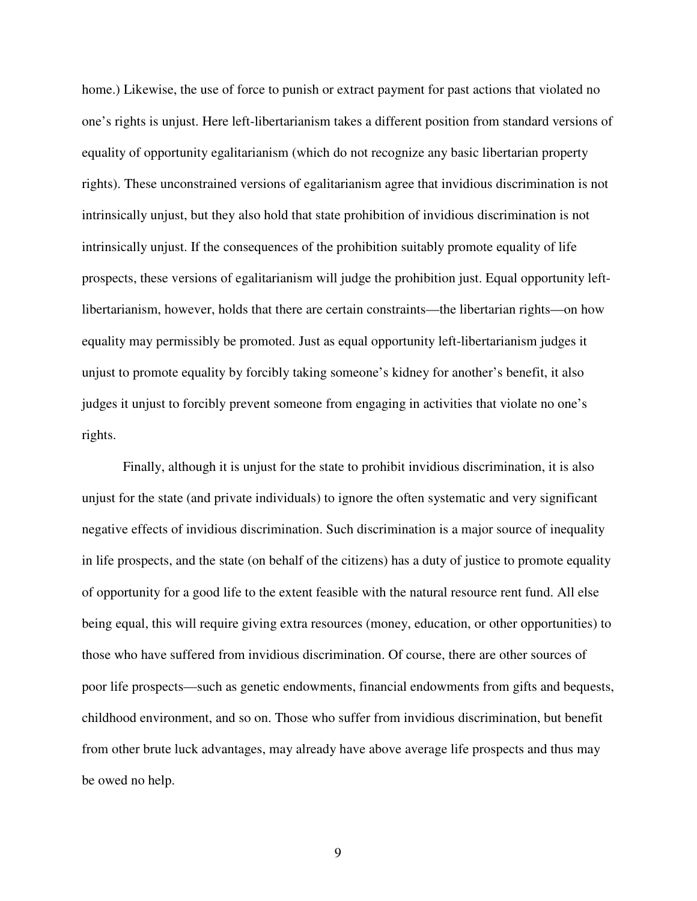home.) Likewise, the use of force to punish or extract payment for past actions that violated no one's rights is unjust. Here left-libertarianism takes a different position from standard versions of equality of opportunity egalitarianism (which do not recognize any basic libertarian property rights). These unconstrained versions of egalitarianism agree that invidious discrimination is not intrinsically unjust, but they also hold that state prohibition of invidious discrimination is not intrinsically unjust. If the consequences of the prohibition suitably promote equality of life prospects, these versions of egalitarianism will judge the prohibition just. Equal opportunity left-libertarianism, however, holds that there are certain constraints—the libertarian rights—on how equality may permissibly be promoted. Just as equal opportunity left-libertarianism judges it unjust to promote equality by forcibly taking someone's kidney for another's benefit, it also judges it unjust to forcibly prevent someone from engaging in activities that violate no one's rights.

Finally, although it is unjust for the state to prohibit invidious discrimination, it is also unjust for the state (and private individuals) to ignore the often systematic and very significant negative effects of invidious discrimination. Such discrimination is a major source of inequality in life prospects, and the state (on behalf of the citizens) has a duty of justice to promote equality of opportunity for a good life to the extent feasible with the natural resource rent fund. All else being equal, this will require giving extra resources (money, education, or other opportunities) to those who have suffered from invidious discrimination. Of course, there are other sources of poor life prospects—such as genetic endowments, financial endowments from gifts and bequests, childhood environment, and so on. Those who suffer from invidious discrimination, but benefit from other brute luck advantages, may already have above average life prospects and thus may be owed no help.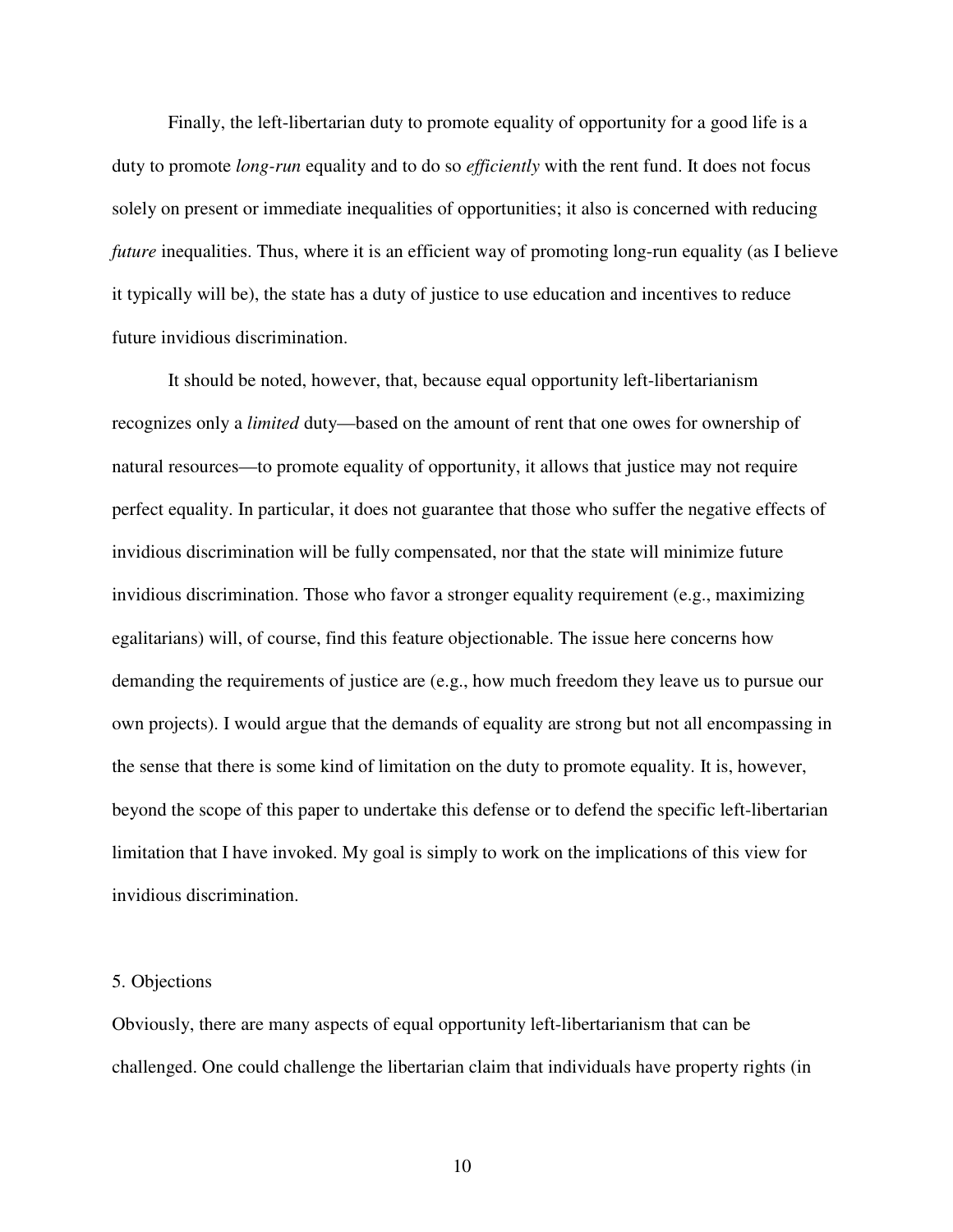Finally, the left-libertarian duty to promote equality of opportunity for a good life is a duty to promote *long-run* equality and to do so *efficiently* with the rent fund. It does not focus solely on present or immediate inequalities of opportunities; it also is concerned with reducing *future* inequalities. Thus, where it is an efficient way of promoting long-run equality (as I believe it typically will be), the state has a duty of justice to use education and incentives to reduce future invidious discrimination.

It should be noted, however, that, because equal opportunity left-libertarianism recognizes only a *limited* duty—based on the amount of rent that one owes for ownership of natural resources—to promote equality of opportunity, it allows that justice may not require perfect equality. In particular, it does not guarantee that those who suffer the negative effects of invidious discrimination will be fully compensated, nor that the state will minimize future invidious discrimination. Those who favor a stronger equality requirement (e.g., maximizing egalitarians) will, of course, find this feature objectionable. The issue here concerns how demanding the requirements of justice are (e.g., how much freedom they leave us to pursue our own projects). I would argue that the demands of equality are strong but not all encompassing in the sense that there is some kind of limitation on the duty to promote equality. It is, however, beyond the scope of this paper to undertake this defense or to defend the specific left-libertarian limitation that I have invoked. My goal is simply to work on the implications of this view for invidious discrimination.

## 5. Objections

Obviously, there are many aspects of equal opportunity left-libertarianism that can be challenged. One could challenge the libertarian claim that individuals have property rights (in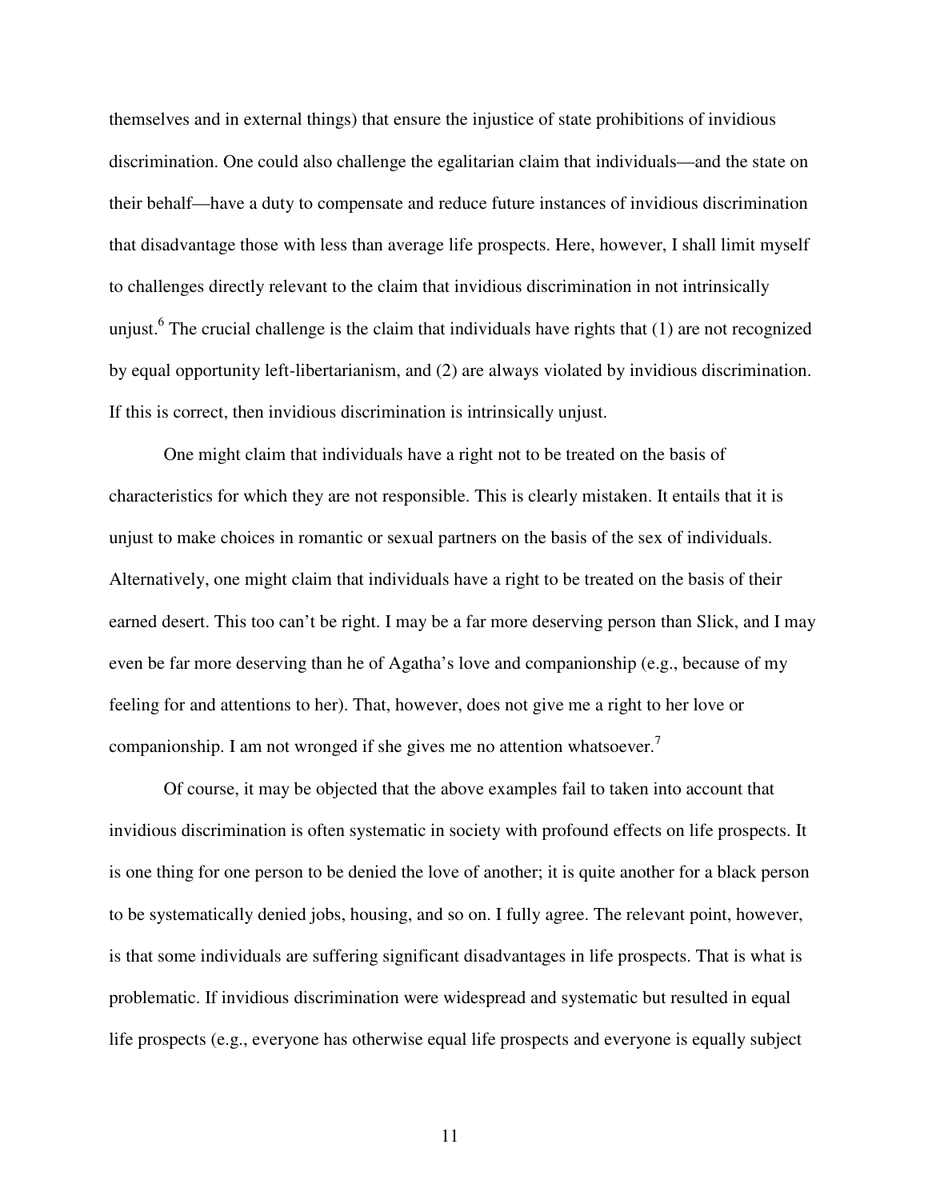themselves and in external things) that ensure the injustice of state prohibitions of invidious discrimination. One could also challenge the egalitarian claim that individuals—and the state on their behalf—have a duty to compensate and reduce future instances of invidious discrimination that disadvantage those with less than average life prospects. Here, however, I shall limit myself to challenges directly relevant to the claim that invidious discrimination in not intrinsically unjust.[6] The crucial challenge is the claim that individuals have rights that (1) are not recognized by equal opportunity left-libertarianism, and (2) are always violated by invidious discrimination. If this is correct, then invidious discrimination is intrinsically unjust.

One might claim that individuals have a right not to be treated on the basis of characteristics for which they are not responsible. This is clearly mistaken. It entails that it is unjust to make choices in romantic or sexual partners on the basis of the sex of individuals. Alternatively, one might claim that individuals have a right to be treated on the basis of their earned desert. This too can't be right. I may be a far more deserving person than Slick, and I may even be far more deserving than he of Agatha's love and companionship (e.g., because of my feeling for and attentions to her). That, however, does not give me a right to her love or companionship. I am not wronged if she gives me no attention whatsoever.[7]

Of course, it may be objected that the above examples fail to taken into account that invidious discrimination is often systematic in society with profound effects on life prospects. It is one thing for one person to be denied the love of another; it is quite another for a black person to be systematically denied jobs, housing, and so on. I fully agree. The relevant point, however, is that some individuals are suffering significant disadvantages in life prospects. That is what is problematic. If invidious discrimination were widespread and systematic but resulted in equal life prospects (e.g., everyone has otherwise equal life prospects and everyone is equally subject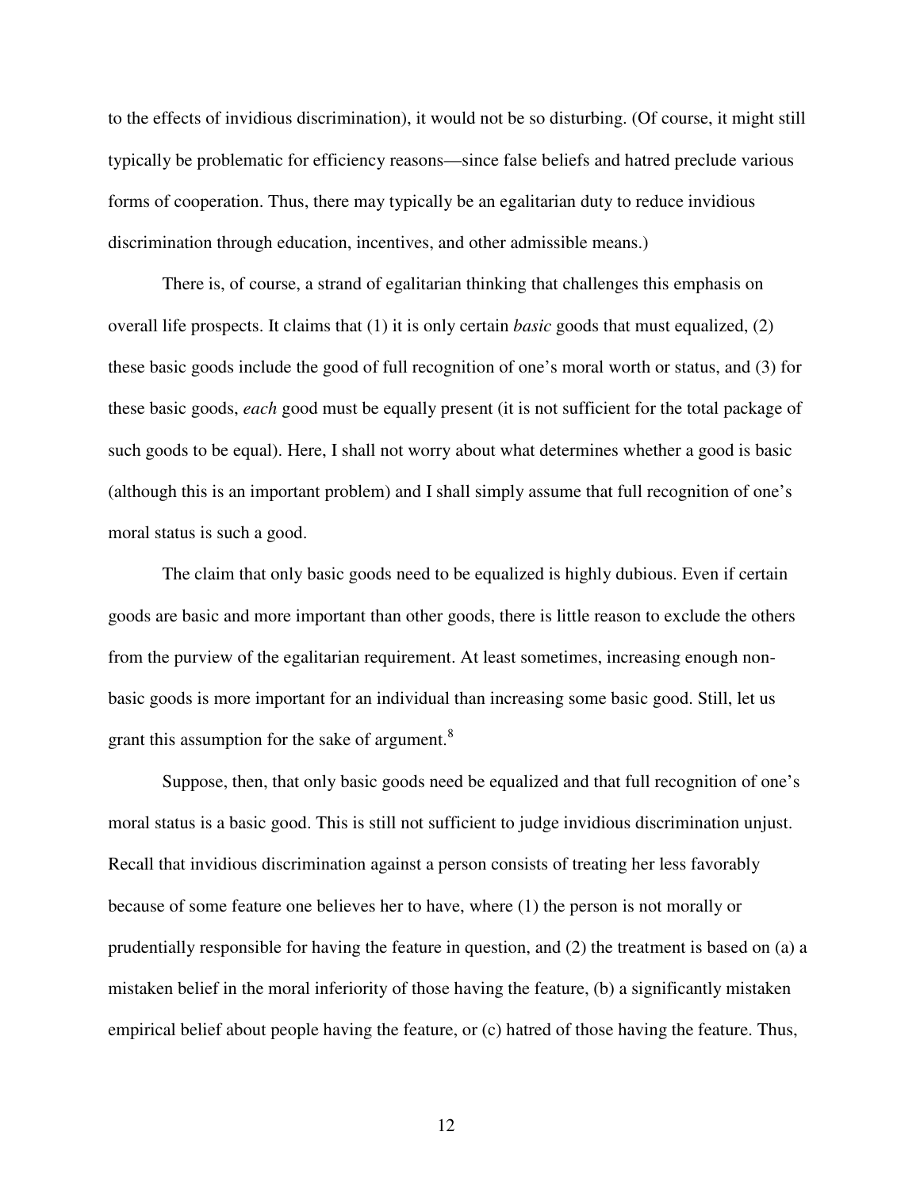to the effects of invidious discrimination), it would not be so disturbing. (Of course, it might still typically be problematic for efficiency reasons—since false beliefs and hatred preclude various forms of cooperation. Thus, there may typically be an egalitarian duty to reduce invidious discrimination through education, incentives, and other admissible means.)

There is, of course, a strand of egalitarian thinking that challenges this emphasis on overall life prospects. It claims that (1) it is only certain *basic* goods that must equalized, (2) these basic goods include the good of full recognition of one's moral worth or status, and (3) for these basic goods, *each* good must be equally present (it is not sufficient for the total package of such goods to be equal). Here, I shall not worry about what determines whether a good is basic (although this is an important problem) and I shall simply assume that full recognition of one's moral status is such a good.

The claim that only basic goods need to be equalized is highly dubious. Even if certain goods are basic and more important than other goods, there is little reason to exclude the others from the purview of the egalitarian requirement. At least sometimes, increasing enough non-basic goods is more important for an individual than increasing some basic good. Still, let us grant this assumption for the sake of argument.[8]

Suppose, then, that only basic goods need be equalized and that full recognition of one's moral status is a basic good. This is still not sufficient to judge invidious discrimination unjust. Recall that invidious discrimination against a person consists of treating her less favorably because of some feature one believes her to have, where (1) the person is not morally or prudentially responsible for having the feature in question, and (2) the treatment is based on (a) a mistaken belief in the moral inferiority of those having the feature, (b) a significantly mistaken empirical belief about people having the feature, or (c) hatred of those having the feature. Thus,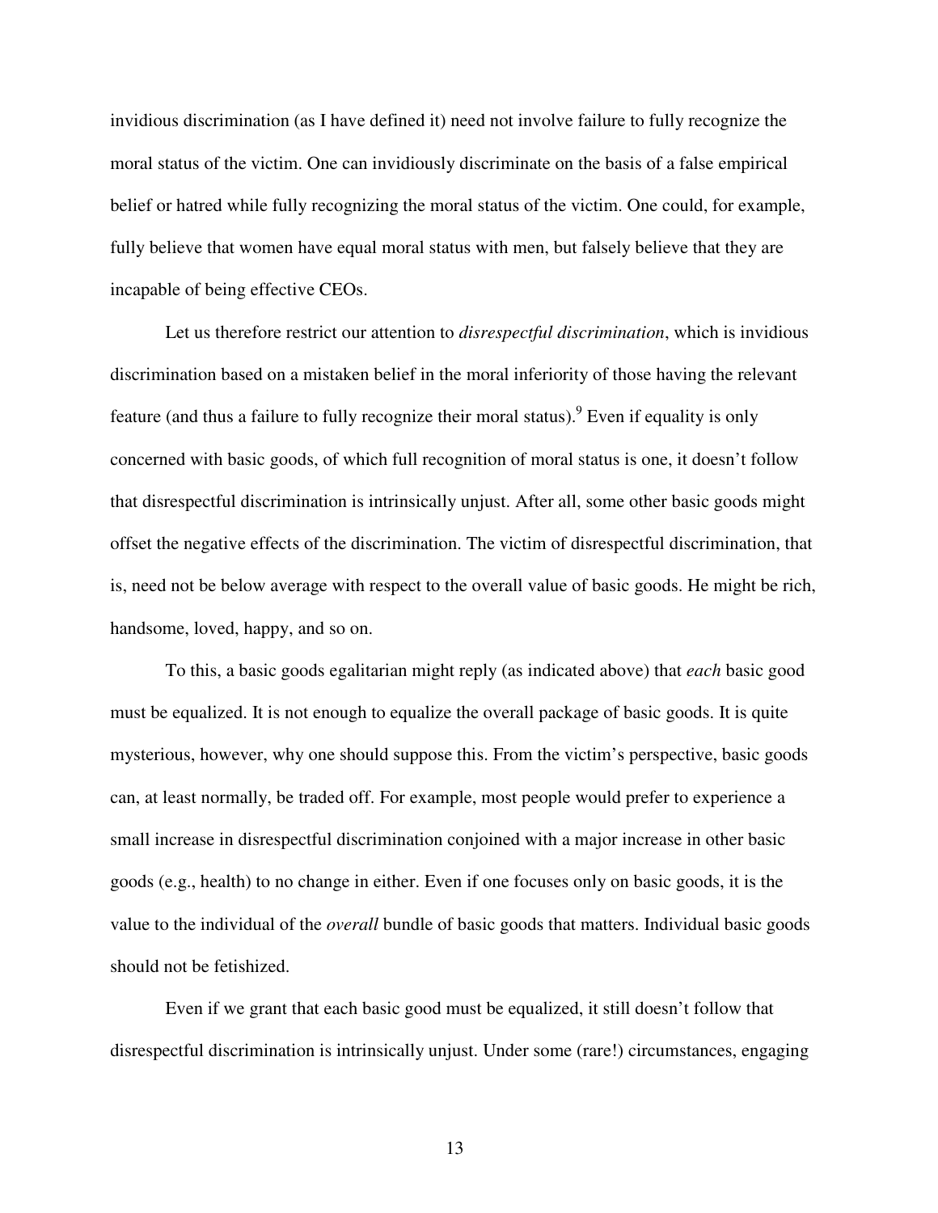invidious discrimination (as I have defined it) need not involve failure to fully recognize the moral status of the victim. One can invidiously discriminate on the basis of a false empirical belief or hatred while fully recognizing the moral status of the victim. One could, for example, fully believe that women have equal moral status with men, but falsely believe that they are incapable of being effective CEOs.

Let us therefore restrict our attention to *disrespectful discrimination*, which is invidious discrimination based on a mistaken belief in the moral inferiority of those having the relevant feature (and thus a failure to fully recognize their moral status).[9] Even if equality is only concerned with basic goods, of which full recognition of moral status is one, it doesn't follow that disrespectful discrimination is intrinsically unjust. After all, some other basic goods might offset the negative effects of the discrimination. The victim of disrespectful discrimination, that is, need not be below average with respect to the overall value of basic goods. He might be rich, handsome, loved, happy, and so on.

To this, a basic goods egalitarian might reply (as indicated above) that *each* basic good must be equalized. It is not enough to equalize the overall package of basic goods. It is quite mysterious, however, why one should suppose this. From the victim's perspective, basic goods can, at least normally, be traded off. For example, most people would prefer to experience a small increase in disrespectful discrimination conjoined with a major increase in other basic goods (e.g., health) to no change in either. Even if one focuses only on basic goods, it is the value to the individual of the *overall* bundle of basic goods that matters. Individual basic goods should not be fetishized.

Even if we grant that each basic good must be equalized, it still doesn't follow that disrespectful discrimination is intrinsically unjust. Under some (rare!) circumstances, engaging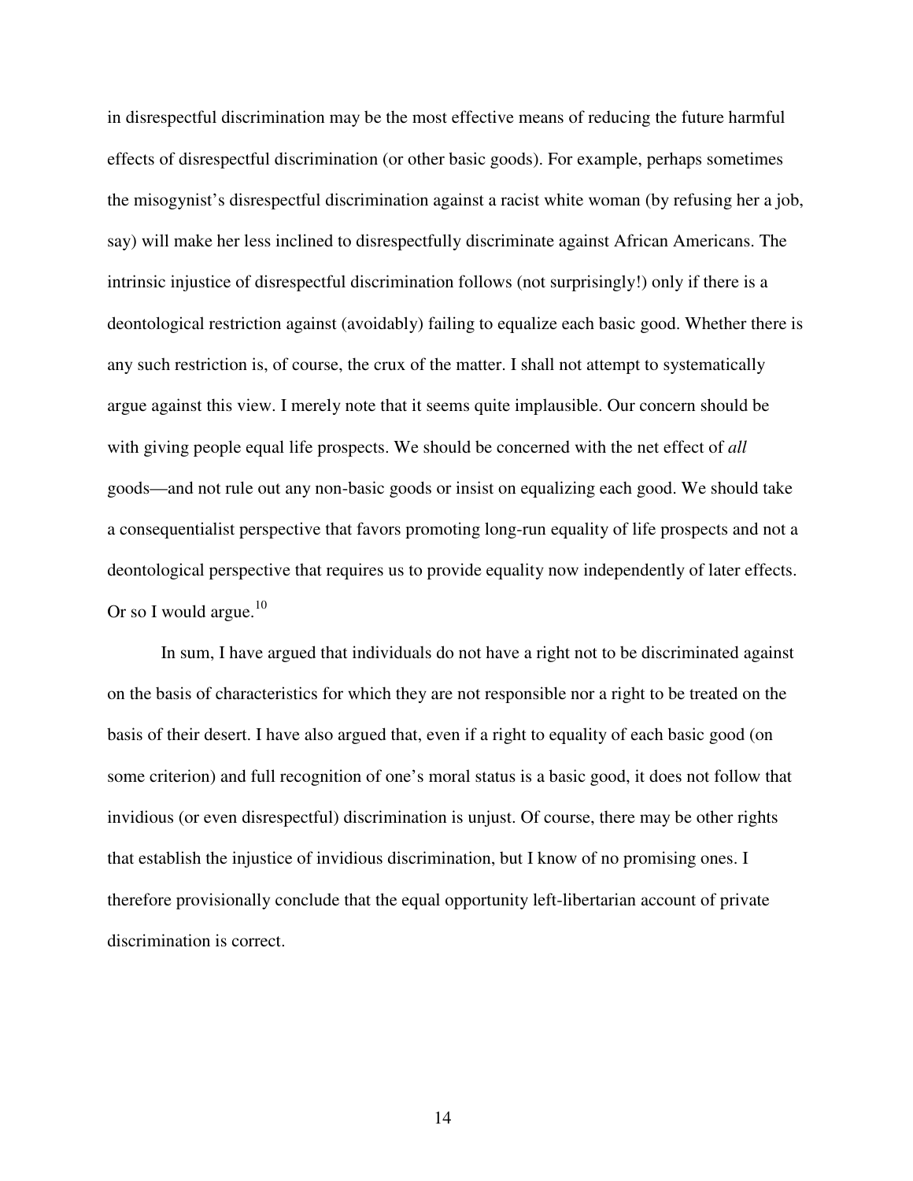in disrespectful discrimination may be the most effective means of reducing the future harmful effects of disrespectful discrimination (or other basic goods). For example, perhaps sometimes the misogynist's disrespectful discrimination against a racist white woman (by refusing her a job, say) will make her less inclined to disrespectfully discriminate against African Americans. The intrinsic injustice of disrespectful discrimination follows (not surprisingly!) only if there is a deontological restriction against (avoidably) failing to equalize each basic good. Whether there is any such restriction is, of course, the crux of the matter. I shall not attempt to systematically argue against this view. I merely note that it seems quite implausible. Our concern should be with giving people equal life prospects. We should be concerned with the net effect of *all* goods—and not rule out any non-basic goods or insist on equalizing each good. We should take a consequentialist perspective that favors promoting long-run equality of life prospects and not a deontological perspective that requires us to provide equality now independently of later effects. Or so I would argue.[10]

In sum, I have argued that individuals do not have a right not to be discriminated against on the basis of characteristics for which they are not responsible nor a right to be treated on the basis of their desert. I have also argued that, even if a right to equality of each basic good (on some criterion) and full recognition of one's moral status is a basic good, it does not follow that invidious (or even disrespectful) discrimination is unjust. Of course, there may be other rights that establish the injustice of invidious discrimination, but I know of no promising ones. I therefore provisionally conclude that the equal opportunity left-libertarian account of private discrimination is correct.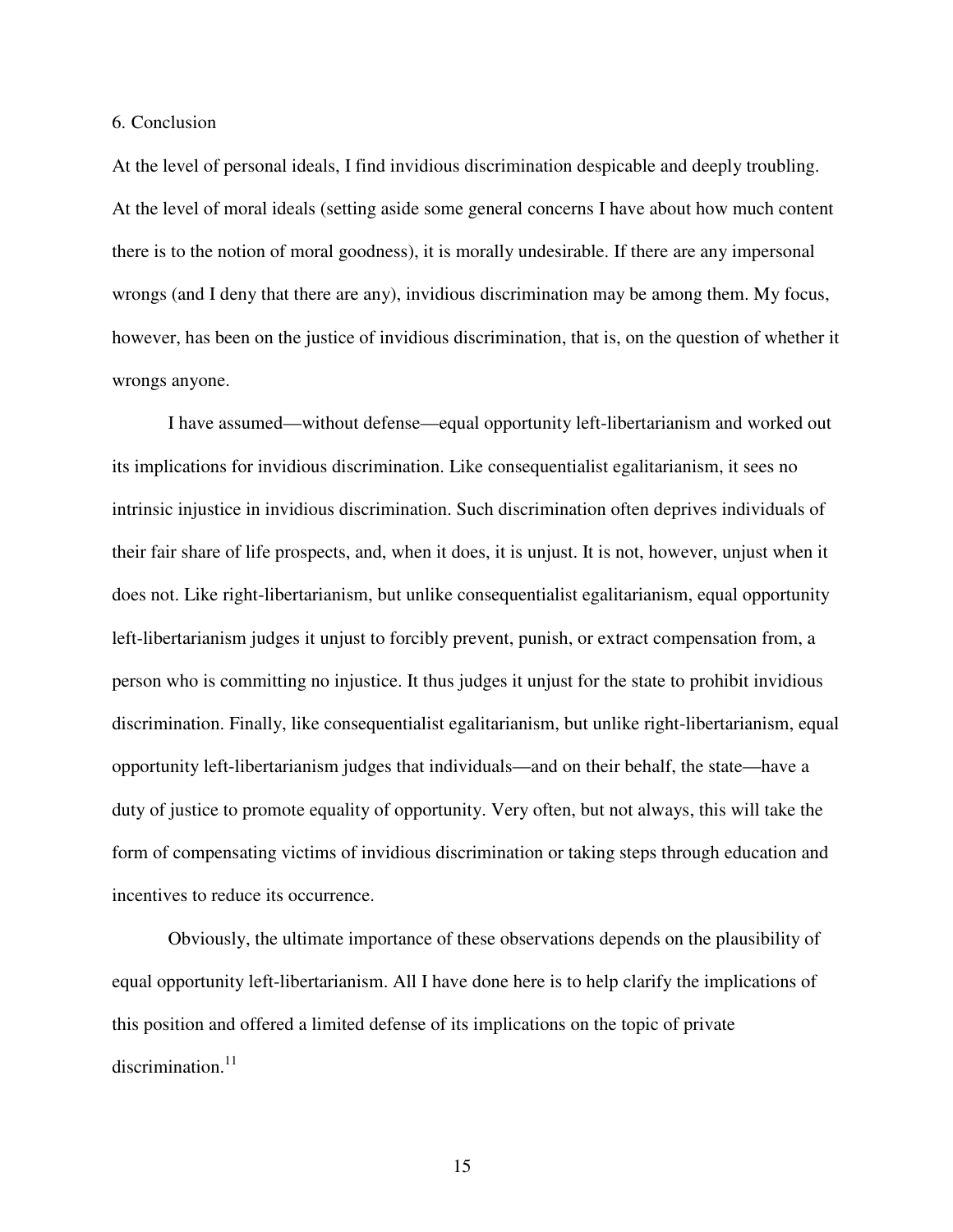## 6. Conclusion

At the level of personal ideals, I find invidious discrimination despicable and deeply troubling. At the level of moral ideals (setting aside some general concerns I have about how much content there is to the notion of moral goodness), it is morally undesirable. If there are any impersonal wrongs (and I deny that there are any), invidious discrimination may be among them. My focus, however, has been on the justice of invidious discrimination, that is, on the question of whether it wrongs anyone.

I have assumed—without defense—equal opportunity left-libertarianism and worked out its implications for invidious discrimination. Like consequentialist egalitarianism, it sees no intrinsic injustice in invidious discrimination. Such discrimination often deprives individuals of their fair share of life prospects, and, when it does, it is unjust. It is not, however, unjust when it does not. Like right-libertarianism, but unlike consequentialist egalitarianism, equal opportunity left-libertarianism judges it unjust to forcibly prevent, punish, or extract compensation from, a person who is committing no injustice. It thus judges it unjust for the state to prohibit invidious discrimination. Finally, like consequentialist egalitarianism, but unlike right-libertarianism, equal opportunity left-libertarianism judges that individuals—and on their behalf, the state—have a duty of justice to promote equality of opportunity. Very often, but not always, this will take the form of compensating victims of invidious discrimination or taking steps through education and incentives to reduce its occurrence.

Obviously, the ultimate importance of these observations depends on the plausibility of equal opportunity left-libertarianism. All I have done here is to help clarify the implications of this position and offered a limited defense of its implications on the topic of private discrimination.[11]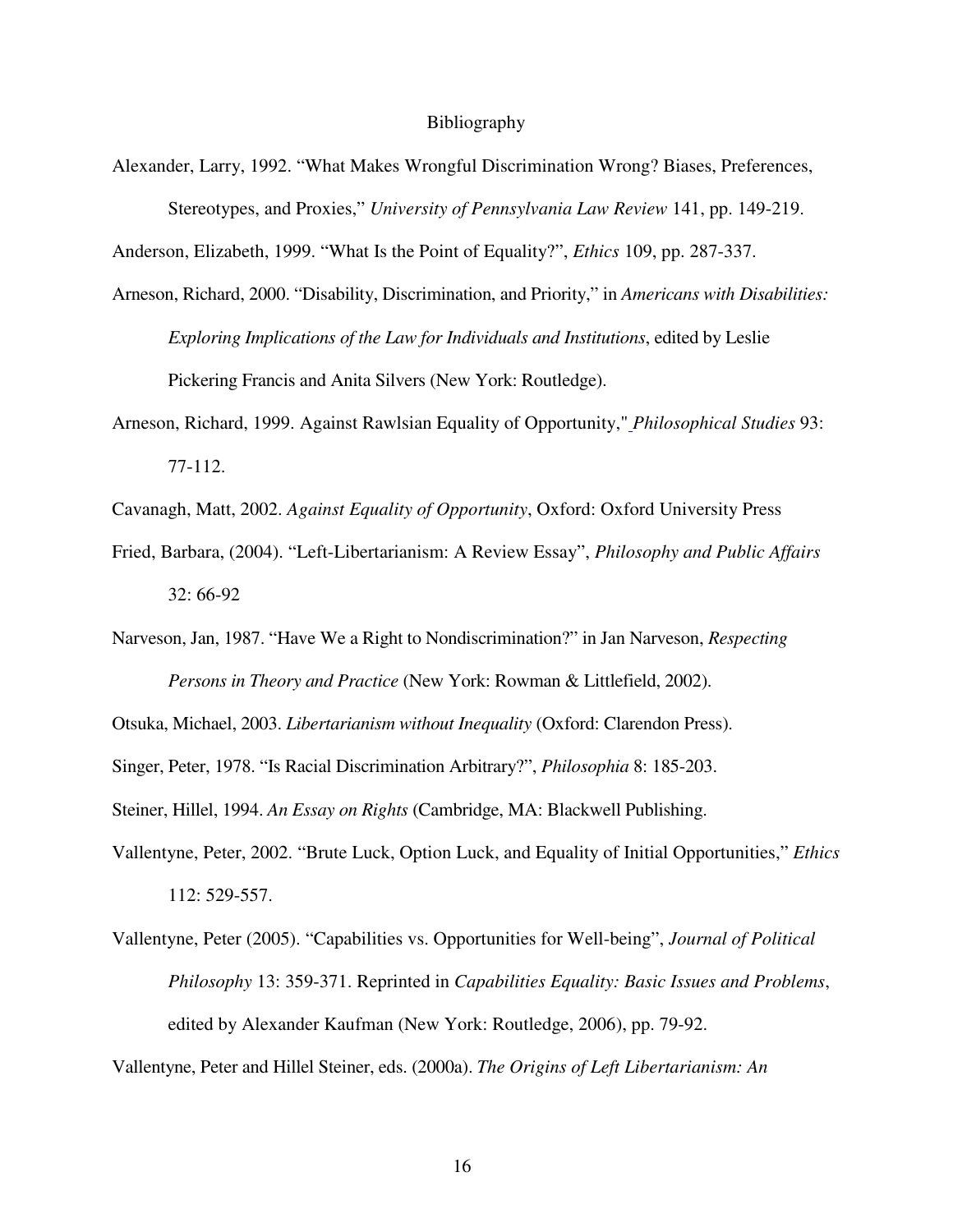# Bibliography

Alexander, Larry, 1992. "What Makes Wrongful Discrimination Wrong? Biases, Preferences, Stereotypes, and Proxies," *University of Pennsylvania Law Review* 141, pp. 149-219.

Anderson, Elizabeth, 1999. "What Is the Point of Equality?", *Ethics* 109, pp. 287-337.

Arneson, Richard, 2000. "Disability, Discrimination, and Priority," in *Americans with Disabilities: Exploring Implications of the Law for Individuals and Institutions*, edited by Leslie Pickering Francis and Anita Silvers (New York: Routledge).

Arneson, Richard, 1999. Against Rawlsian Equality of Opportunity," *Philosophical Studies* 93: 77-112.

Cavanagh, Matt, 2002. *Against Equality of Opportunity*, Oxford: Oxford University Press

Fried, Barbara, (2004). "Left-Libertarianism: A Review Essay", *Philosophy and Public Affairs* 32: 66-92

Narveson, Jan, 1987. "Have We a Right to Nondiscrimination?" in Jan Narveson, *Respecting Persons in Theory and Practice* (New York: Rowman & Littlefield, 2002).

Otsuka, Michael, 2003. *Libertarianism without Inequality* (Oxford: Clarendon Press).

Singer, Peter, 1978. "Is Racial Discrimination Arbitrary?", *Philosophia* 8: 185-203.

Steiner, Hillel, 1994. *An Essay on Rights* (Cambridge, MA: Blackwell Publishing.

Vallentyne, Peter, 2002. "Brute Luck, Option Luck, and Equality of Initial Opportunities," *Ethics* 112: 529-557.

Vallentyne, Peter (2005). "Capabilities vs. Opportunities for Well-being", *Journal of Political Philosophy* 13: 359-371. Reprinted in *Capabilities Equality: Basic Issues and Problems*, edited by Alexander Kaufman (New York: Routledge, 2006), pp. 79-92.

Vallentyne, Peter and Hillel Steiner, eds. (2000a). *The Origins of Left Libertarianism: An*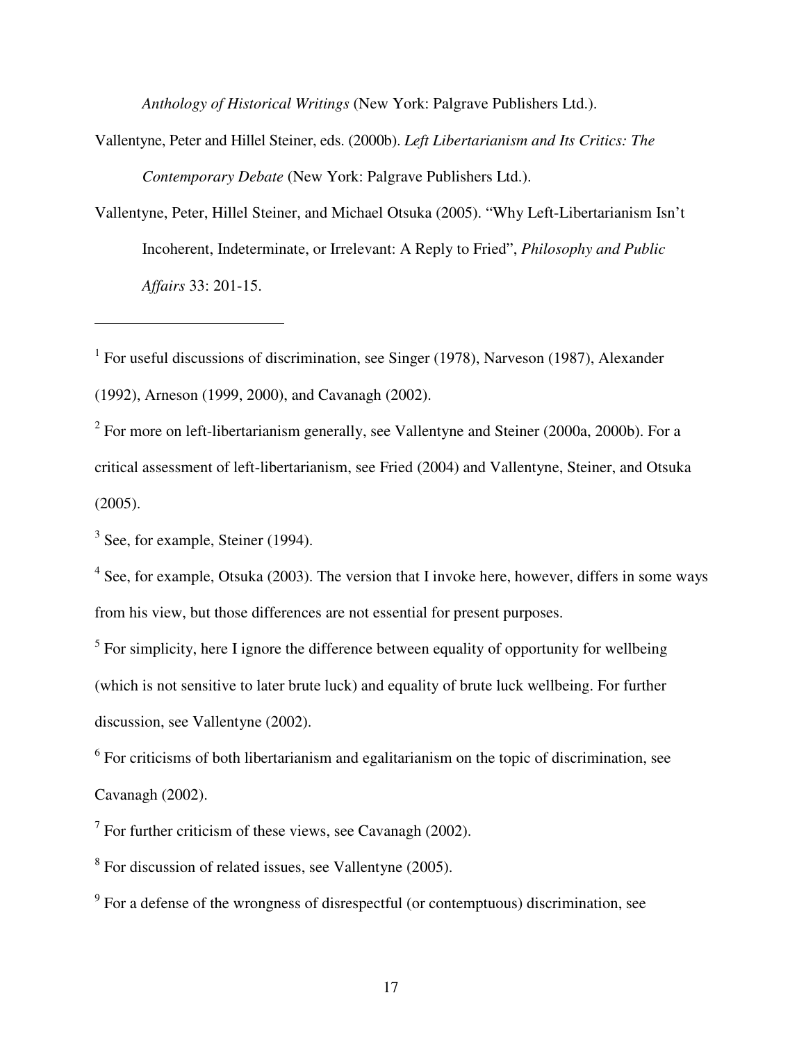*Anthology of Historical Writings* (New York: Palgrave Publishers Ltd.).

Vallentyne, Peter and Hillel Steiner, eds. (2000b). *Left Libertarianism and Its Critics: The Contemporary Debate* (New York: Palgrave Publishers Ltd.).

Vallentyne, Peter, Hillel Steiner, and Michael Otsuka (2005). "Why Left-Libertarianism Isn't Incoherent, Indeterminate, or Irrelevant: A Reply to Fried", *Philosophy and Public Affairs* 33: 201-15.

---

[1] For useful discussions of discrimination, see Singer (1978), Narveson (1987), Alexander (1992), Arneson (1999, 2000), and Cavanagh (2002).

[2] For more on left-libertarianism generally, see Vallentyne and Steiner (2000a, 2000b). For a critical assessment of left-libertarianism, see Fried (2004) and Vallentyne, Steiner, and Otsuka (2005).

[3] See, for example, Steiner (1994).

[4] See, for example, Otsuka (2003). The version that I invoke here, however, differs in some ways from his view, but those differences are not essential for present purposes.

[5] For simplicity, here I ignore the difference between equality of opportunity for wellbeing (which is not sensitive to later brute luck) and equality of brute luck wellbeing. For further discussion, see Vallentyne (2002).

[6] For criticisms of both libertarianism and egalitarianism on the topic of discrimination, see Cavanagh (2002).

[7] For further criticism of these views, see Cavanagh (2002).

[8] For discussion of related issues, see Vallentyne (2005).

[9] For a defense of the wrongness of disrespectful (or contemptuous) discrimination, see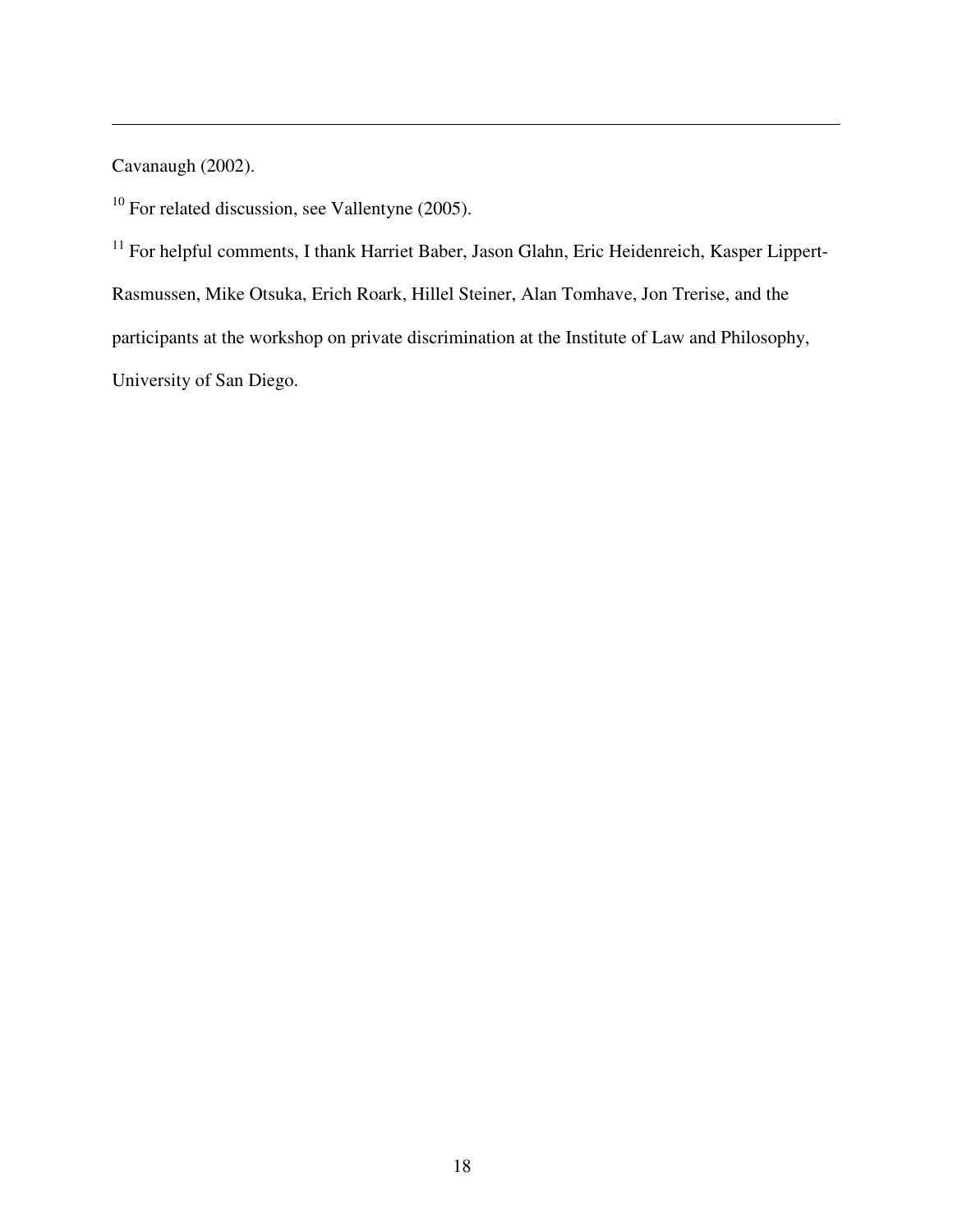Cavanaugh (2002).

[10] For related discussion, see Vallentyne (2005).

[11] For helpful comments, I thank Harriet Baber, Jason Glahn, Eric Heidenreich, Kasper Lippert-Rasmussen, Mike Otsuka, Erich Roark, Hillel Steiner, Alan Tomhave, Jon Trerise, and the participants at the workshop on private discrimination at the Institute of Law and Philosophy, University of San Diego.